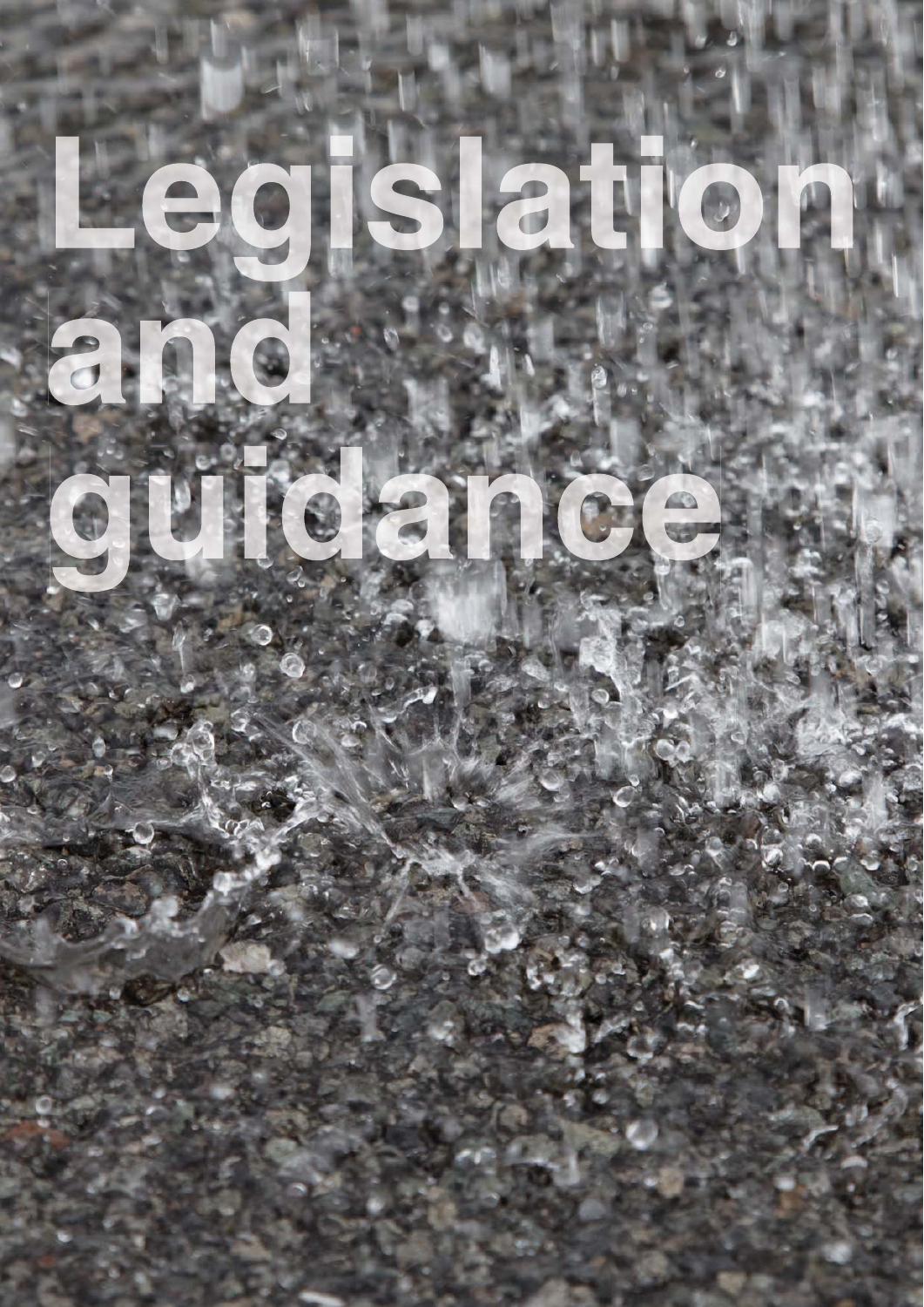# Legislation and guidance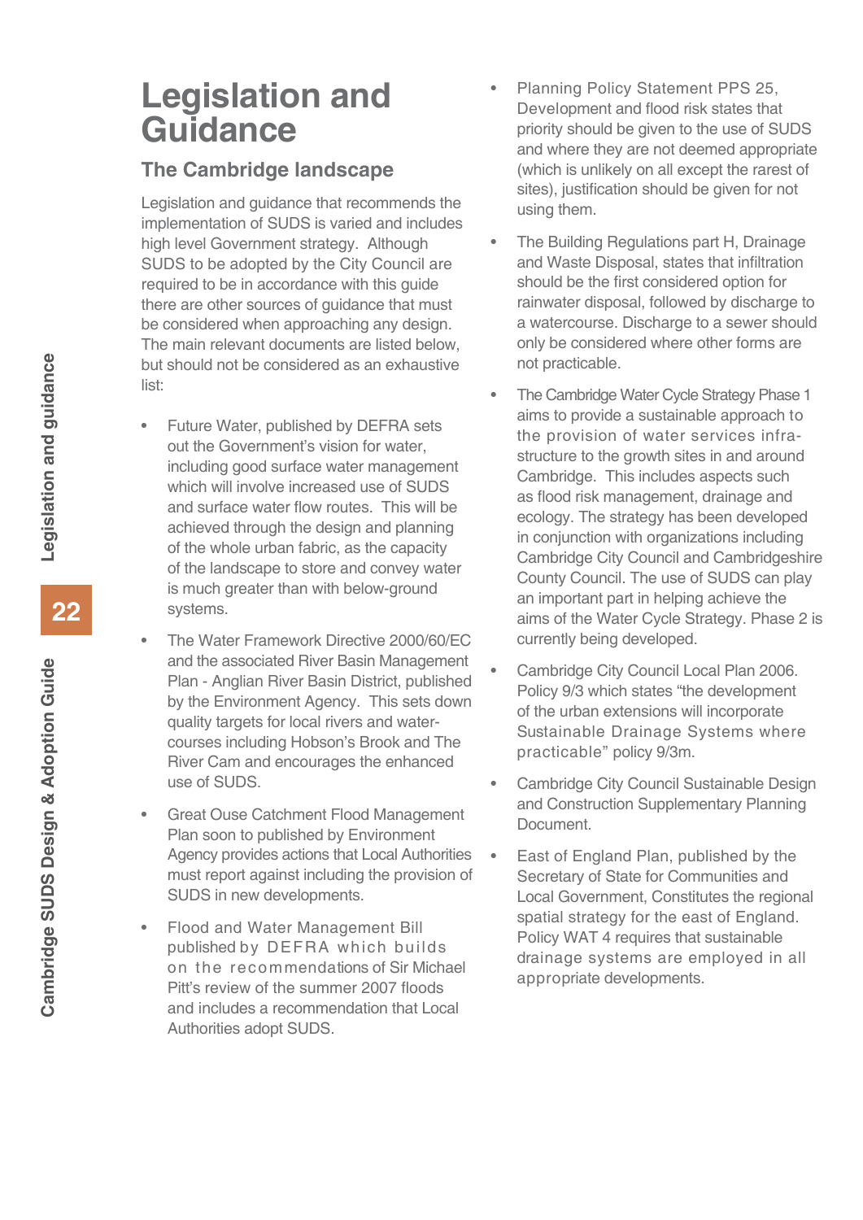# Legislation and Guidance

## The Cambridge landscape

Legislation and guidance that recommends the implementation of SUDS is varied and includes high level Government strategy. Although SUDS to be adopted by the City Council are required to be in accordance with this guide there are other sources of guidance that must be considered when approaching any design. The main relevant documents are listed below, but should not be considered as an exhaustive list:

- Future Water, published by DEFRA sets out the Government's vision for water, including good surface water management which will involve increased use of SUDS and surface water flow routes. This will be achieved through the design and planning of the whole urban fabric, as the capacity of the landscape to store and convey water is much greater than with below-ground systems.
- The Water Framework Directive 2000/60/EC and the associated River Basin Management Plan - Anglian River Basin District, published by the Environment Agency. This sets down quality targets for local rivers and water-courses including Hobson's Brook and The River Cam and encourages the enhanced use of SUDS.
- Great Ouse Catchment Flood Management Plan soon to published by Environment Agency provides actions that Local Authorities must report against including the provision of SUDS in new developments.
- Flood and Water Management Bill published by DEFRA which builds on the recommendations of Sir Michael Pitt's review of the summer 2007 floods and includes a recommendation that Local Authorities adopt SUDS.
- Planning Policy Statement PPS 25, Development and flood risk states that priority should be given to the use of SUDS and where they are not deemed appropriate (which is unlikely on all except the rarest of sites), justification should be given for not using them.
- The Building Regulations part H, Drainage and Waste Disposal, states that infiltration should be the first considered option for rainwater disposal, followed by discharge to a watercourse. Discharge to a sewer should only be considered where other forms are not practicable.
- The Cambridge Water Cycle Strategy Phase 1 aims to provide a sustainable approach to the provision of water services infra-structure to the growth sites in and around Cambridge. This includes aspects such as flood risk management, drainage and ecology. The strategy has been developed in conjunction with organizations including Cambridge City Council and Cambridgeshire County Council. The use of SUDS can play an important part in helping achieve the aims of the Water Cycle Strategy. Phase 2 is currently being developed.
- Cambridge City Council Local Plan 2006. Policy 9/3 which states "the development of the urban extensions will incorporate Sustainable Drainage Systems where practicable" policy 9/3m.
- Cambridge City Council Sustainable Design and Construction Supplementary Planning Document.
- East of England Plan, published by the Secretary of State for Communities and Local Government, Constitutes the regional spatial strategy for the east of England. Policy WAT 4 requires that sustainable drainage systems are employed in all appropriate developments.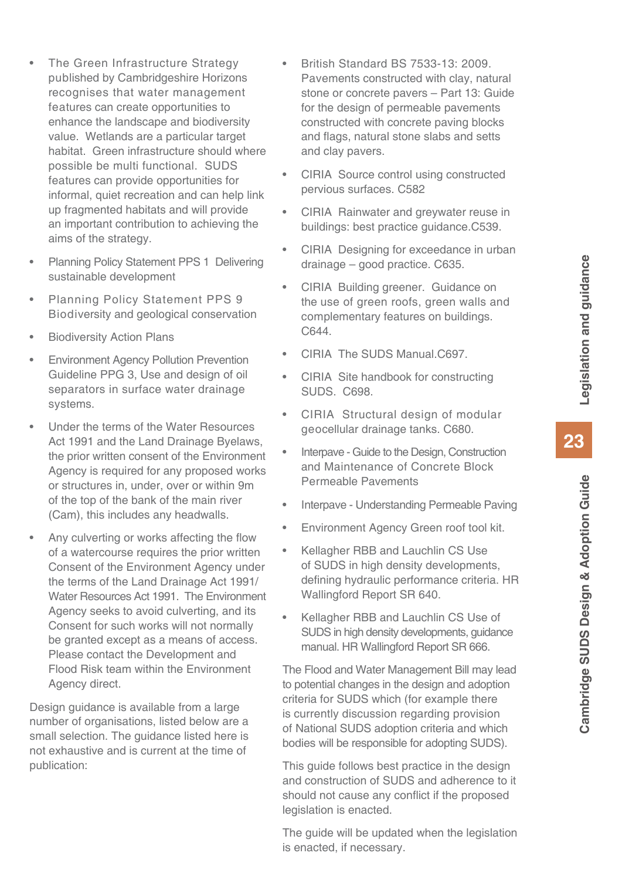- The Green Infrastructure Strategy published by Cambridgeshire Horizons recognises that water management features can create opportunities to enhance the landscape and biodiversity value. Wetlands are a particular target habitat. Green infrastructure should where possible be multi functional. SUDS features can provide opportunities for informal, quiet recreation and can help link up fragmented habitats and will provide an important contribution to achieving the aims of the strategy.
- Planning Policy Statement PPS 1 Delivering sustainable development
- Planning Policy Statement PPS 9 Biodiversity and geological conservation
- Biodiversity Action Plans
- Environment Agency Pollution Prevention Guideline PPG 3, Use and design of oil separators in surface water drainage systems.
- Under the terms of the Water Resources Act 1991 and the Land Drainage Byelaws, the prior written consent of the Environment Agency is required for any proposed works or structures in, under, over or within 9m of the top of the bank of the main river (Cam), this includes any headwalls.
- Any culverting or works affecting the flow of a watercourse requires the prior written Consent of the Environment Agency under the terms of the Land Drainage Act 1991/ Water Resources Act 1991. The Environment Agency seeks to avoid culverting, and its Consent for such works will not normally be granted except as a means of access. Please contact the Development and Flood Risk team within the Environment Agency direct.

Design guidance is available from a large number of organisations, listed below are a small selection. The guidance listed here is not exhaustive and is current at the time of publication:

- British Standard BS 7533-13: 2009. Pavements constructed with clay, natural stone or concrete pavers – Part 13: Guide for the design of permeable pavements constructed with concrete paving blocks and flags, natural stone slabs and setts and clay pavers.
- CIRIA Source control using constructed pervious surfaces. C582
- CIRIA Rainwater and greywater reuse in buildings: best practice guidance.C539.
- CIRIA Designing for exceedance in urban drainage – good practice. C635.
- CIRIA Building greener. Guidance on the use of green roofs, green walls and complementary features on buildings. C644.
- CIRIA The SUDS Manual.C697.
- CIRIA Site handbook for constructing SUDS. C698.
- CIRIA Structural design of modular geocellular drainage tanks. C680.
- Interpave - Guide to the Design, Construction and Maintenance of Concrete Block Permeable Pavements
- Interpave - Understanding Permeable Paving
- Environment Agency Green roof tool kit.
- Kellagher RBB and Lauchlin CS Use of SUDS in high density developments, defining hydraulic performance criteria. HR Wallingford Report SR 640.
- Kellagher RBB and Lauchlin CS Use of SUDS in high density developments, guidance manual. HR Wallingford Report SR 666.

The Flood and Water Management Bill may lead to potential changes in the design and adoption criteria for SUDS which (for example there is currently discussion regarding provision of National SUDS adoption criteria and which bodies will be responsible for adopting SUDS).

This guide follows best practice in the design and construction of SUDS and adherence to it should not cause any conflict if the proposed legislation is enacted.

The guide will be updated when the legislation is enacted, if necessary.